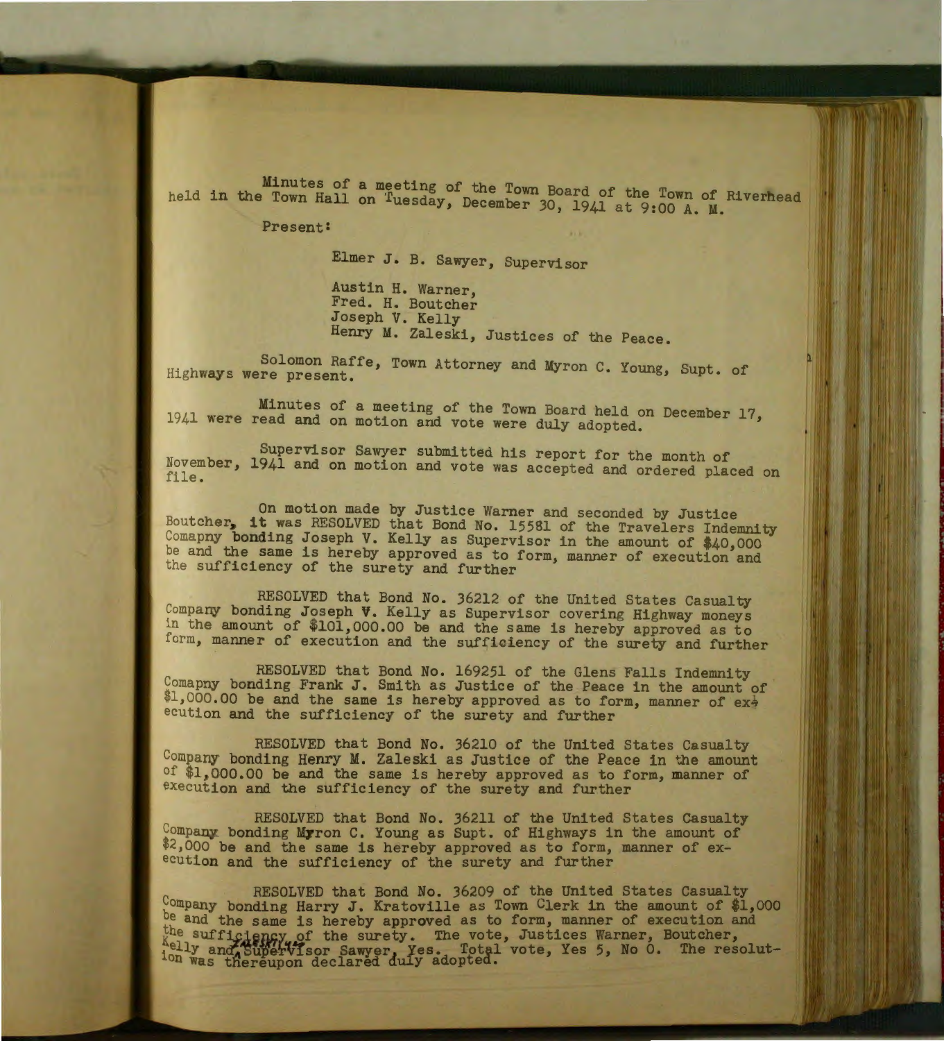Minutes of a meeting of the Town Board of the Town of Riverhead held in the Town Hall on Tuesday, December 30, 1941 at 9:00 A. M.

Present:

Elmer J. B. Sawyer, Supervisor

Austin H. Warner,
Fred. H. Boutcher
Joseph V. Kelly
Henry M. Zaleski, Justices of the Peace.

Solomon Raffe, Town Attorney and Myron C. Young, Supt. of Highways were present.

Minutes of a meeting of the Town Board held on December 17, 1941 were read and on motion and vote were duly adopted.

Supervisor Sawyer submitted his report for the month of November, 1941 and on motion and vote was accepted and ordered placed on file.

On motion made by Justice Warner and seconded by Justice Boutcher, it was RESOLVED that Bond No. 15581 of the Travelers Indemnity Comapny bonding Joseph V. Kelly as Supervisor in the amount of $40,000 be and the same is hereby approved as to form, manner of execution and the sufficiency of the surety and further

RESOLVED that Bond No. 36212 of the United States Casualty Company bonding Joseph V. Kelly as Supervisor covering Highway moneys in the amount of $101,000.00 be and the same is hereby approved as to form, manner of execution and the sufficiency of the surety and further

RESOLVED that Bond No. 169251 of the Glens Falls Indemnity Comapny bonding Frank J. Smith as Justice of the Peace in the amount of $1,000.00 be and the same is hereby approved as to form, manner of execution and the sufficiency of the surety and further

RESOLVED that Bond No. 36210 of the United States Casualty Company bonding Henry M. Zaleski as Justice of the Peace in the amount of $1,000.00 be and the same is hereby approved as to form, manner of execution and the sufficiency of the surety and further

RESOLVED that Bond No. 36211 of the United States Casualty Company bonding Myron C. Young as Supt. of Highways in the amount of $2,000 be and the same is hereby approved as to form, manner of execution and the sufficiency of the surety and further

RESOLVED that Bond No. 36209 of the United States Casualty Company bonding Harry J. Kratoville as Town Clerk in the amount of $1,000 be and the same is hereby approved as to form, manner of execution and the sufficiency of the surety. The vote, Justices Warner, Boutcher, Kelly and Supervisor Sawyer, Yes. Total vote, Yes 5, No 0. The resolution was thereupon declared duly adopted.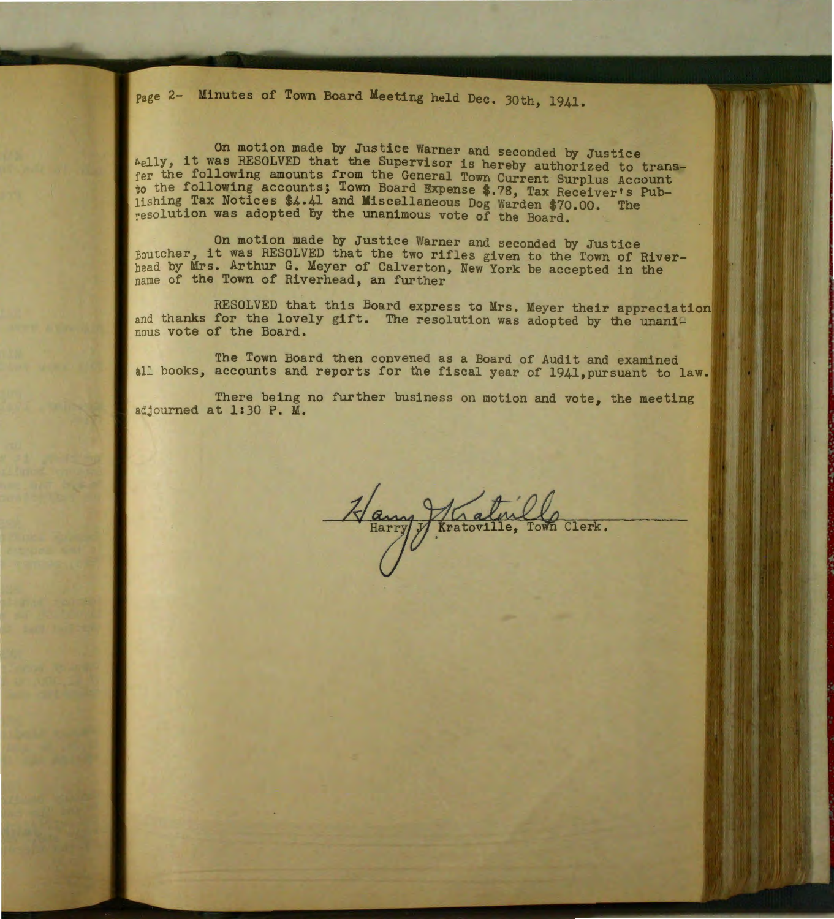Page 2- Minutes of Town Board Meeting held Dec. 30th, 1941.

On motion made by Justice Warner and seconded by Justice Kelly, it was RESOLVED that the Supervisor is hereby authorized to transfer the following amounts from the General Town Current Surplus Account to the following accounts; Town Board Expense $.78, Tax Receiver's Publishing Tax Notices $4.41 and Miscellaneous Dog Warden $70.00. The resolution was adopted by the unanimous vote of the Board.

On motion made by Justice Warner and seconded by Justice Boutcher, it was RESOLVED that the two rifles given to the Town of Riverhead by Mrs. Arthur G. Meyer of Calverton, New York be accepted in the name of the Town of Riverhead, an further

RESOLVED that this Board express to Mrs. Meyer their appreciation and thanks for the lovely gift. The resolution was adopted by the unanimous vote of the Board.

The Town Board then convened as a Board of Audit and examined all books, accounts and reports for the fiscal year of 1941, pursuant to law.

There being no further business on motion and vote, the meeting adjourned at 1:30 P. M.

Harry J. Kratoville

Harry J. Kratoville, Town Clerk.